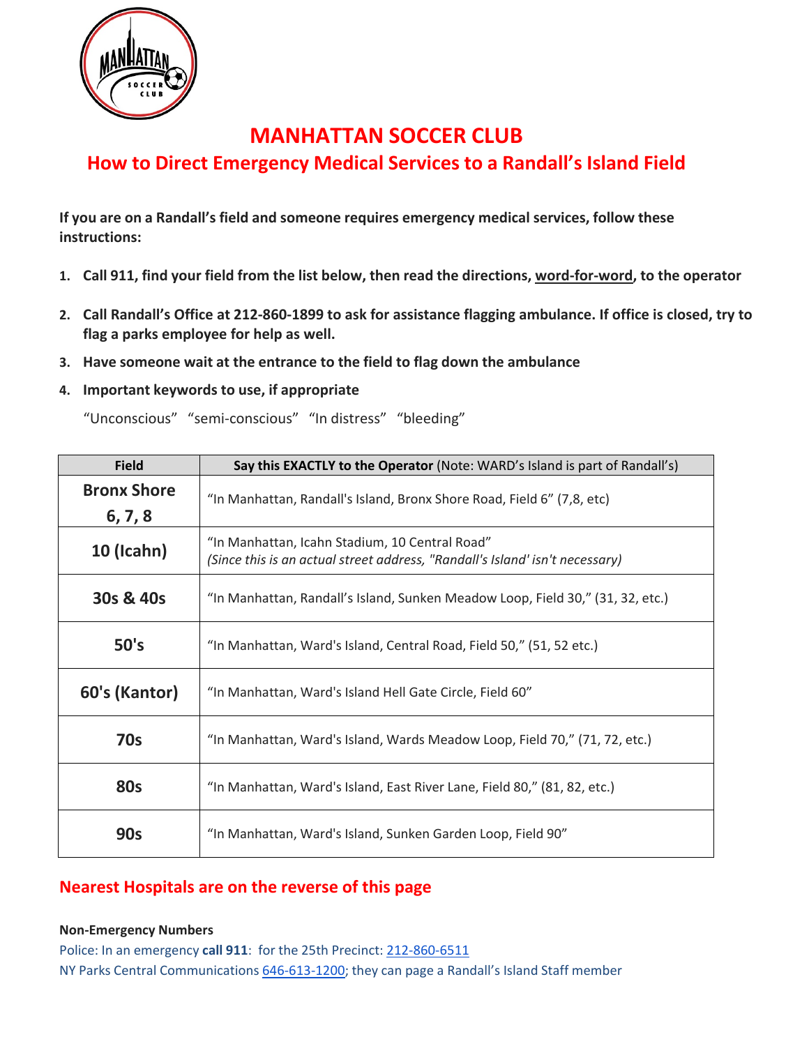# MANHATTAN SOCCER CLUB

## How to Direct Emergency Medical Services to a Randall's Island Field

**If you are on a Randall's field and someone requires emergency medical services, follow these instructions:**

1. **Call 911, find your field from the list below, then read the directions, <u>word-for-word</u>, to the operator**
2. **Call Randall's Office at 212-860-1899 to ask for assistance flagging ambulance. If office is closed, try to flag a parks employee for help as well.**
3. **Have someone wait at the entrance to the field to flag down the ambulance**
4. **Important keywords to use, if appropriate**

   "Unconscious" "semi-conscious" "In distress" "bleeding"

| Field | **Say this EXACTLY to the Operator** (Note: WARD's Island is part of Randall's) |
|---|---|
| **Bronx Shore 6, 7, 8** | "In Manhattan, Randall's Island, Bronx Shore Road, Field 6" (7,8, etc) |
| **10 (Icahn)** | "In Manhattan, Icahn Stadium, 10 Central Road" *(Since this is an actual street address, "Randall's Island' isn't necessary)* |
| **30s & 40s** | "In Manhattan, Randall's Island, Sunken Meadow Loop, Field 30," (31, 32, etc.) |
| **50's** | "In Manhattan, Ward's Island, Central Road, Field 50," (51, 52 etc.) |
| **60's (Kantor)** | "In Manhattan, Ward's Island Hell Gate Circle, Field 60" |
| **70s** | "In Manhattan, Ward's Island, Wards Meadow Loop, Field 70," (71, 72, etc.) |
| **80s** | "In Manhattan, Ward's Island, East River Lane, Field 80," (81, 82, etc.) |
| **90s** | "In Manhattan, Ward's Island, Sunken Garden Loop, Field 90" |

## Nearest Hospitals are on the reverse of this page

**Non-Emergency Numbers**

Police: In an emergency **call 911**: for the 25th Precinct: 212-860-6511

NY Parks Central Communications 646-613-1200; they can page a Randall's Island Staff member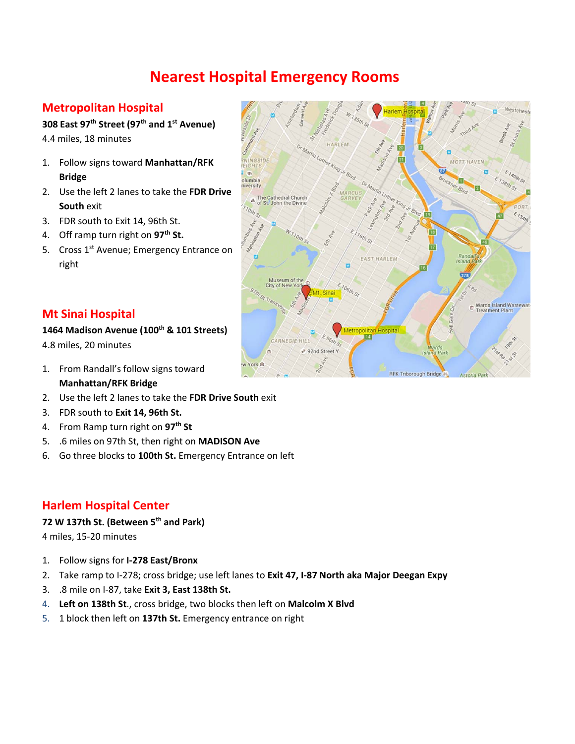# Nearest Hospital Emergency Rooms

## Metropolitan Hospital

**308 East 97th Street (97th and 1st Avenue)**

4.4 miles, 18 minutes

1. Follow signs toward **Manhattan/RFK Bridge**
2. Use the left 2 lanes to take the **FDR Drive South** exit
3. FDR south to Exit 14, 96th St.
4. Off ramp turn right on **97th St.**
5. Cross 1st Avenue; Emergency Entrance on right

## Mt Sinai Hospital

**1464 Madison Avenue (100th & 101 Streets)**

4.8 miles, 20 minutes

1. From Randall's follow signs toward **Manhattan/RFK Bridge**
2. Use the left 2 lanes to take the **FDR Drive South** exit
3. FDR south to **Exit 14, 96th St.**
4. From Ramp turn right on **97th St**
5. .6 miles on 97th St, then right on **MADISON Ave**
6. Go three blocks to **100th St.** Emergency Entrance on left

## Harlem Hospital Center

**72 W 137th St. (Between 5th and Park)**

4 miles, 15-20 minutes

1. Follow signs for **I-278 East/Bronx**
2. Take ramp to I-278; cross bridge; use left lanes to **Exit 47, I-87 North aka Major Deegan Expy**
3. .8 mile on I-87, take **Exit 3, East 138th St.**
4. **Left on 138th St.**, cross bridge, two blocks then left on **Malcolm X Blvd**
5. 1 block then left on **137th St.** Emergency entrance on right